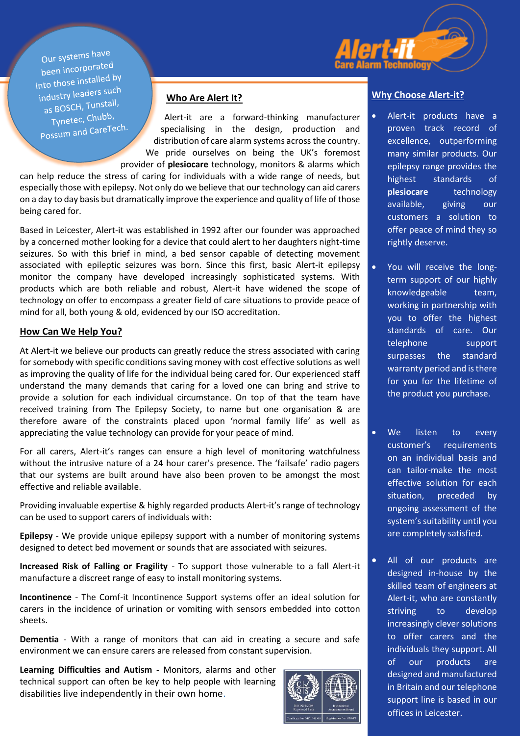Our systems have been incorporated into those installed by industry leaders such as BOSCH, Tunstall, Tynetec, Chubb, Possum and CareTech.

**Alert-it** Care Alarm Technology

## Who Are Alert It?

Alert-it are a forward-thinking manufacturer specialising in the design, production and distribution of care alarm systems across the country. We pride ourselves on being the UK's foremost provider of **plesiocare** technology, monitors & alarms which can help reduce the stress of caring for individuals with a wide range of needs, but especially those with epilepsy. Not only do we believe that our technology can aid carers on a day to day basis but dramatically improve the experience and quality of life of those being cared for.

Based in Leicester, Alert-it was established in 1992 after our founder was approached by a concerned mother looking for a device that could alert to her daughters night-time seizures. So with this brief in mind, a bed sensor capable of detecting movement associated with epileptic seizures was born. Since this first, basic Alert-it epilepsy monitor the company have developed increasingly sophisticated systems. With products which are both reliable and robust, Alert-it have widened the scope of technology on offer to encompass a greater field of care situations to provide peace of mind for all, both young & old, evidenced by our ISO accreditation.

## How Can We Help You?

At Alert-it we believe our products can greatly reduce the stress associated with caring for somebody with specific conditions saving money with cost effective solutions as well as improving the quality of life for the individual being cared for. Our experienced staff understand the many demands that caring for a loved one can bring and strive to provide a solution for each individual circumstance. On top of that the team have received training from The Epilepsy Society, to name but one organisation & are therefore aware of the constraints placed upon 'normal family life' as well as appreciating the value technology can provide for your peace of mind.

For all carers, Alert-it's ranges can ensure a high level of monitoring watchfulness without the intrusive nature of a 24 hour carer's presence. The 'failsafe' radio pagers that our systems are built around have also been proven to be amongst the most effective and reliable available.

Providing invaluable expertise & highly regarded products Alert-it's range of technology can be used to support carers of individuals with:

**Epilepsy** - We provide unique epilepsy support with a number of monitoring systems designed to detect bed movement or sounds that are associated with seizures.

**Increased Risk of Falling or Fragility** - To support those vulnerable to a fall Alert-it manufacture a discreet range of easy to install monitoring systems.

**Incontinence** - The Comf-it Incontinence Support systems offer an ideal solution for carers in the incidence of urination or vomiting with sensors embedded into cotton sheets.

**Dementia** - With a range of monitors that can aid in creating a secure and safe environment we can ensure carers are released from constant supervision.

**Learning Difficulties and Autism -** Monitors, alarms and other technical support can often be key to help people with learning disabilities live independently in their own home.

## Why Choose Alert-it?

- Alert-it products have a proven track record of excellence, outperforming many similar products. Our epilepsy range provides the highest standards of **plesiocare** technology available, giving our customers a solution to offer peace of mind they so rightly deserve.
- You will receive the long-term support of our highly knowledgeable team, working in partnership with you to offer the highest standards of care. Our telephone support surpasses the standard warranty period and is there for you for the lifetime of the product you purchase.
- We listen to every customer's requirements on an individual basis and can tailor-make the most effective solution for each situation, preceded by ongoing assessment of the system's suitability until you are completely satisfied.
- All of our products are designed in-house by the skilled team of engineers at Alert-it, who are constantly striving to develop increasingly clever solutions to offer carers and the individuals they support. All of our products are designed and manufactured in Britain and our telephone support line is based in our offices in Leicester.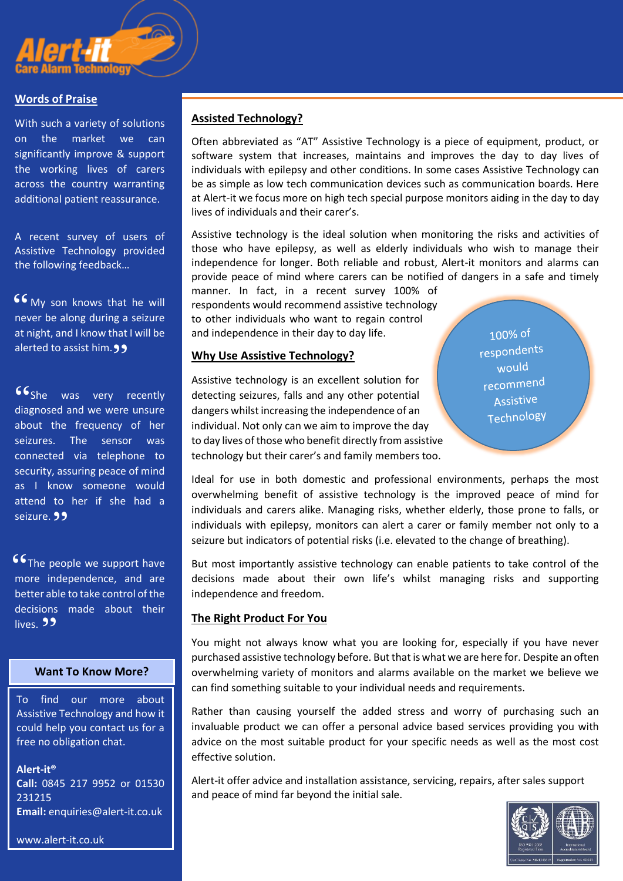## Words of Praise

With such a variety of solutions on the market we can significantly improve & support the working lives of carers across the country warranting additional patient reassurance.

A recent survey of users of Assistive Technology provided the following feedback…

“My son knows that he will never be along during a seizure at night, and I know that I will be alerted to assist him.”

“She was very recently diagnosed and we were unsure about the frequency of her seizures. The sensor was connected via telephone to security, assuring peace of mind as I know someone would attend to her if she had a seizure.”

“The people we support have more independence, and are better able to take control of the decisions made about their lives.”

### Want To Know More?

To find our more about Assistive Technology and how it could help you contact us for a free no obligation chat.

**Alert-it®**
**Call:** 0845 217 9952 or 01530 231215
**Email:** enquiries@alert-it.co.uk

www.alert-it.co.uk

## Assisted Technology?

Often abbreviated as “AT” Assistive Technology is a piece of equipment, product, or software system that increases, maintains and improves the day to day lives of individuals with epilepsy and other conditions. In some cases Assistive Technology can be as simple as low tech communication devices such as communication boards. Here at Alert-it we focus more on high tech special purpose monitors aiding in the day to day lives of individuals and their carer’s.

Assistive technology is the ideal solution when monitoring the risks and activities of those who have epilepsy, as well as elderly individuals who wish to manage their independence for longer. Both reliable and robust, Alert-it monitors and alarms can provide peace of mind where carers can be notified of dangers in a safe and timely manner. In fact, in a recent survey 100% of respondents would recommend assistive technology to other individuals who want to regain control and independence in their day to day life.

100% of respondents would recommend Assistive Technology

## Why Use Assistive Technology?

Assistive technology is an excellent solution for detecting seizures, falls and any other potential dangers whilst increasing the independence of an individual. Not only can we aim to improve the day to day lives of those who benefit directly from assistive technology but their carer’s and family members too.

Ideal for use in both domestic and professional environments, perhaps the most overwhelming benefit of assistive technology is the improved peace of mind for individuals and carers alike. Managing risks, whether elderly, those prone to falls, or individuals with epilepsy, monitors can alert a carer or family member not only to a seizure but indicators of potential risks (i.e. elevated to the change of breathing).

But most importantly assistive technology can enable patients to take control of the decisions made about their own life’s whilst managing risks and supporting independence and freedom.

## The Right Product For You

You might not always know what you are looking for, especially if you have never purchased assistive technology before. But that is what we are here for. Despite an often overwhelming variety of monitors and alarms available on the market we believe we can find something suitable to your individual needs and requirements.

Rather than causing yourself the added stress and worry of purchasing such an invaluable product we can offer a personal advice based services providing you with advice on the most suitable product for your specific needs as well as the most cost effective solution.

Alert-it offer advice and installation assistance, servicing, repairs, after sales support and peace of mind far beyond the initial sale.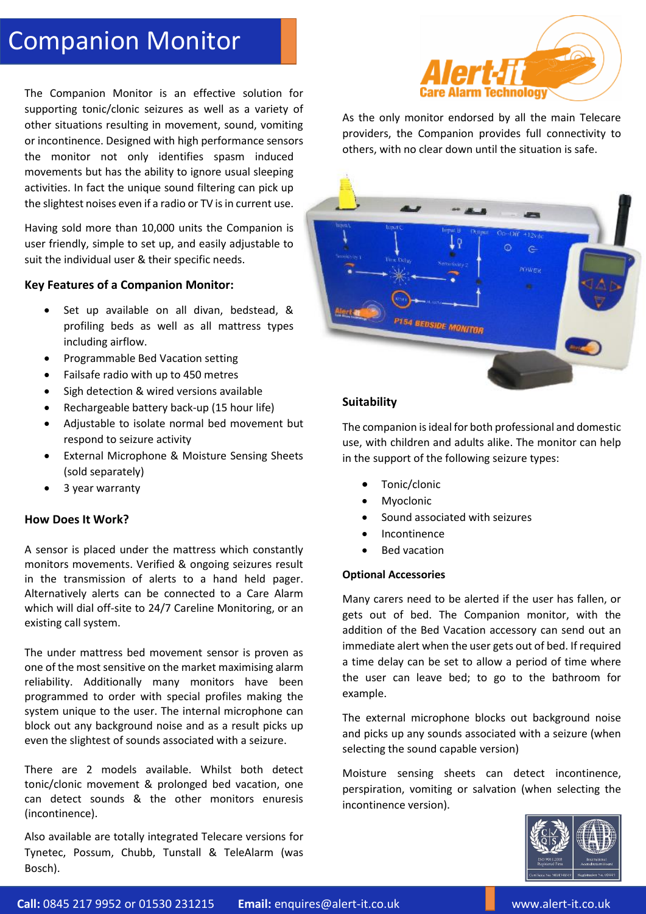# Companion Monitor

The Companion Monitor is an effective solution for supporting tonic/clonic seizures as well as a variety of other situations resulting in movement, sound, vomiting or incontinence. Designed with high performance sensors the monitor not only identifies spasm induced movements but has the ability to ignore usual sleeping activities. In fact the unique sound filtering can pick up the slightest noises even if a radio or TV is in current use.

Having sold more than 10,000 units the Companion is user friendly, simple to set up, and easily adjustable to suit the individual user & their specific needs.

### Key Features of a Companion Monitor:

- Set up available on all divan, bedstead, & profiling beds as well as all mattress types including airflow.
- Programmable Bed Vacation setting
- Failsafe radio with up to 450 metres
- Sigh detection & wired versions available
- Rechargeable battery back-up (15 hour life)
- Adjustable to isolate normal bed movement but respond to seizure activity
- External Microphone & Moisture Sensing Sheets (sold separately)
- 3 year warranty

### How Does It Work?

A sensor is placed under the mattress which constantly monitors movements. Verified & ongoing seizures result in the transmission of alerts to a hand held pager. Alternatively alerts can be connected to a Care Alarm which will dial off-site to 24/7 Careline Monitoring, or an existing call system.

The under mattress bed movement sensor is proven as one of the most sensitive on the market maximising alarm reliability. Additionally many monitors have been programmed to order with special profiles making the system unique to the user. The internal microphone can block out any background noise and as a result picks up even the slightest of sounds associated with a seizure.

There are 2 models available. Whilst both detect tonic/clonic movement & prolonged bed vacation, one can detect sounds & the other monitors enuresis (incontinence).

Also available are totally integrated Telecare versions for Tynetec, Possum, Chubb, Tunstall & TeleAlarm (was Bosch).

**Alert-it**
Care Alarm Technology

As the only monitor endorsed by all the main Telecare providers, the Companion provides full connectivity to others, with no clear down until the situation is safe.

### Suitability

The companion is ideal for both professional and domestic use, with children and adults alike. The monitor can help in the support of the following seizure types:

- Tonic/clonic
- Myoclonic
- Sound associated with seizures
- Incontinence
- Bed vacation

### Optional Accessories

Many carers need to be alerted if the user has fallen, or gets out of bed. The Companion monitor, with the addition of the Bed Vacation accessory can send out an immediate alert when the user gets out of bed. If required a time delay can be set to allow a period of time where the user can leave bed; to go to the bathroom for example.

The external microphone blocks out background noise and picks up any sounds associated with a seizure (when selecting the sound capable version)

Moisture sensing sheets can detect incontinence, perspiration, vomiting or salvation (when selecting the incontinence version).

**Call:** 0845 217 9952 or 01530 231215 **Email:** enquires@alert-it.co.uk www.alert-it.co.uk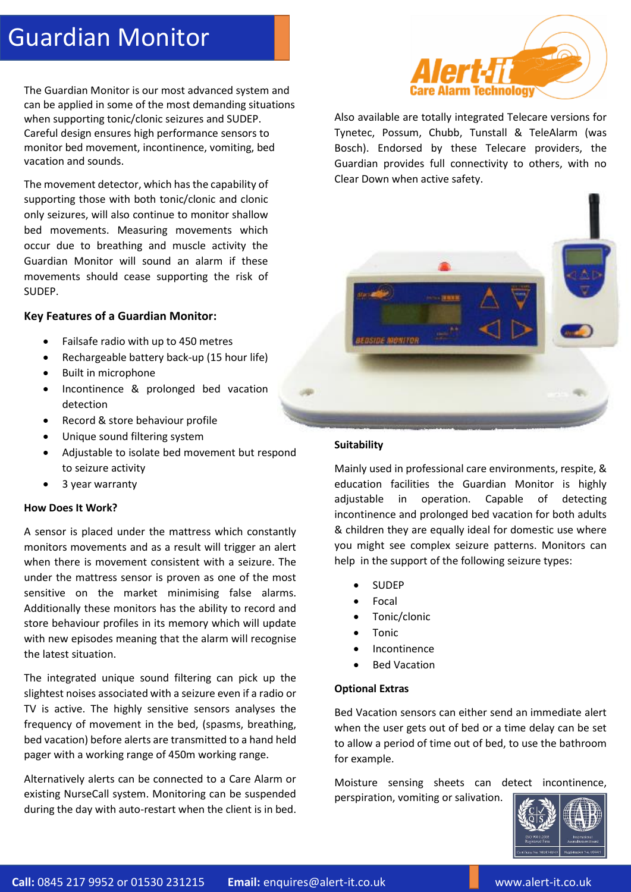# Guardian Monitor

The Guardian Monitor is our most advanced system and can be applied in some of the most demanding situations when supporting tonic/clonic seizures and SUDEP. Careful design ensures high performance sensors to monitor bed movement, incontinence, vomiting, bed vacation and sounds.

The movement detector, which has the capability of supporting those with both tonic/clonic and clonic only seizures, will also continue to monitor shallow bed movements. Measuring movements which occur due to breathing and muscle activity the Guardian Monitor will sound an alarm if these movements should cease supporting the risk of SUDEP.

**Key Features of a Guardian Monitor:**

- Failsafe radio with up to 450 metres
- Rechargeable battery back-up (15 hour life)
- Built in microphone
- Incontinence & prolonged bed vacation detection
- Record & store behaviour profile
- Unique sound filtering system
- Adjustable to isolate bed movement but respond to seizure activity
- 3 year warranty

**How Does It Work?**

A sensor is placed under the mattress which constantly monitors movements and as a result will trigger an alert when there is movement consistent with a seizure. The under the mattress sensor is proven as one of the most sensitive on the market minimising false alarms. Additionally these monitors has the ability to record and store behaviour profiles in its memory which will update with new episodes meaning that the alarm will recognise the latest situation.

The integrated unique sound filtering can pick up the slightest noises associated with a seizure even if a radio or TV is active. The highly sensitive sensors analyses the frequency of movement in the bed, (spasms, breathing, bed vacation) before alerts are transmitted to a hand held pager with a working range of 450m working range.

Alternatively alerts can be connected to a Care Alarm or existing NurseCall system. Monitoring can be suspended during the day with auto-restart when the client is in bed.

Also available are totally integrated Telecare versions for Tynetec, Possum, Chubb, Tunstall & TeleAlarm (was Bosch). Endorsed by these Telecare providers, the Guardian provides full connectivity to others, with no Clear Down when active safety.

**Suitability**

Mainly used in professional care environments, respite, & education facilities the Guardian Monitor is highly adjustable in operation. Capable of detecting incontinence and prolonged bed vacation for both adults & children they are equally ideal for domestic use where you might see complex seizure patterns. Monitors can help in the support of the following seizure types:

- SUDEP
- Focal
- Tonic/clonic
- Tonic
- Incontinence
- Bed Vacation

**Optional Extras**

Bed Vacation sensors can either send an immediate alert when the user gets out of bed or a time delay can be set to allow a period of time out of bed, to use the bathroom for example.

Moisture sensing sheets can detect incontinence, perspiration, vomiting or salivation.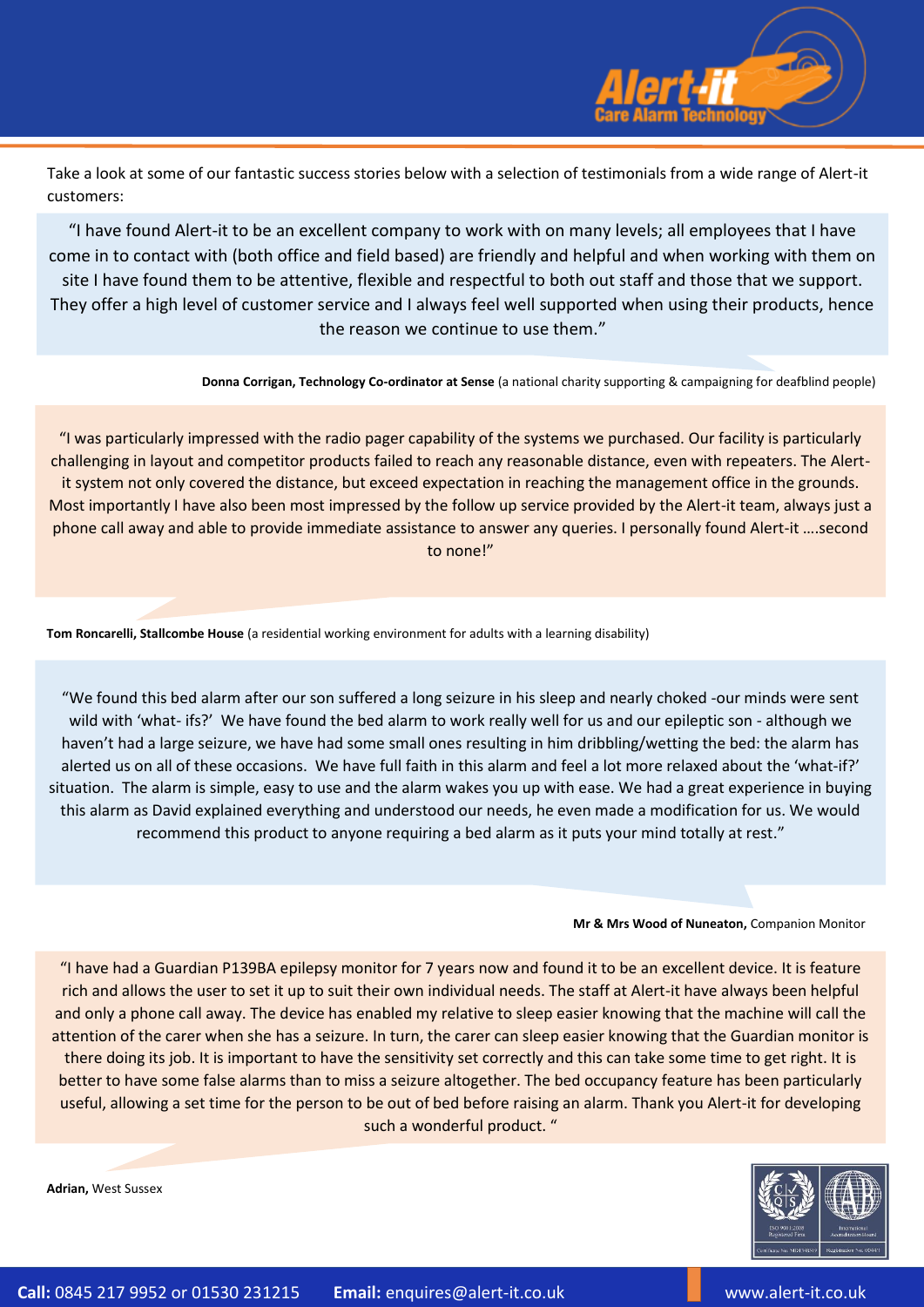Take a look at some of our fantastic success stories below with a selection of testimonials from a wide range of Alert-it customers:

"I have found Alert-it to be an excellent company to work with on many levels; all employees that I have come in to contact with (both office and field based) are friendly and helpful and when working with them on site I have found them to be attentive, flexible and respectful to both out staff and those that we support. They offer a high level of customer service and I always feel well supported when using their products, hence the reason we continue to use them."

**Donna Corrigan, Technology Co-ordinator at Sense** (a national charity supporting & campaigning for deafblind people)

"I was particularly impressed with the radio pager capability of the systems we purchased. Our facility is particularly challenging in layout and competitor products failed to reach any reasonable distance, even with repeaters. The Alert-it system not only covered the distance, but exceed expectation in reaching the management office in the grounds. Most importantly I have also been most impressed by the follow up service provided by the Alert-it team, always just a phone call away and able to provide immediate assistance to answer any queries. I personally found Alert-it ….second to none!"

**Tom Roncarelli, Stallcombe House** (a residential working environment for adults with a learning disability)

"We found this bed alarm after our son suffered a long seizure in his sleep and nearly choked -our minds were sent wild with 'what- ifs?' We have found the bed alarm to work really well for us and our epileptic son - although we haven't had a large seizure, we have had some small ones resulting in him dribbling/wetting the bed: the alarm has alerted us on all of these occasions. We have full faith in this alarm and feel a lot more relaxed about the 'what-if?' situation. The alarm is simple, easy to use and the alarm wakes you up with ease. We had a great experience in buying this alarm as David explained everything and understood our needs, he even made a modification for us. We would recommend this product to anyone requiring a bed alarm as it puts your mind totally at rest."

**Mr & Mrs Wood of Nuneaton,** Companion Monitor

"I have had a Guardian P139BA epilepsy monitor for 7 years now and found it to be an excellent device. It is feature rich and allows the user to set it up to suit their own individual needs. The staff at Alert-it have always been helpful and only a phone call away. The device has enabled my relative to sleep easier knowing that the machine will call the attention of the carer when she has a seizure. In turn, the carer can sleep easier knowing that the Guardian monitor is there doing its job. It is important to have the sensitivity set correctly and this can take some time to get right. It is better to have some false alarms than to miss a seizure altogether. The bed occupancy feature has been particularly useful, allowing a set time for the person to be out of bed before raising an alarm. Thank you Alert-it for developing such a wonderful product. "

**Adrian,** West Sussex

**Call:** 0845 217 9952 or 01530 231215 **Email:** enquires@alert-it.co.uk www.alert-it.co.uk